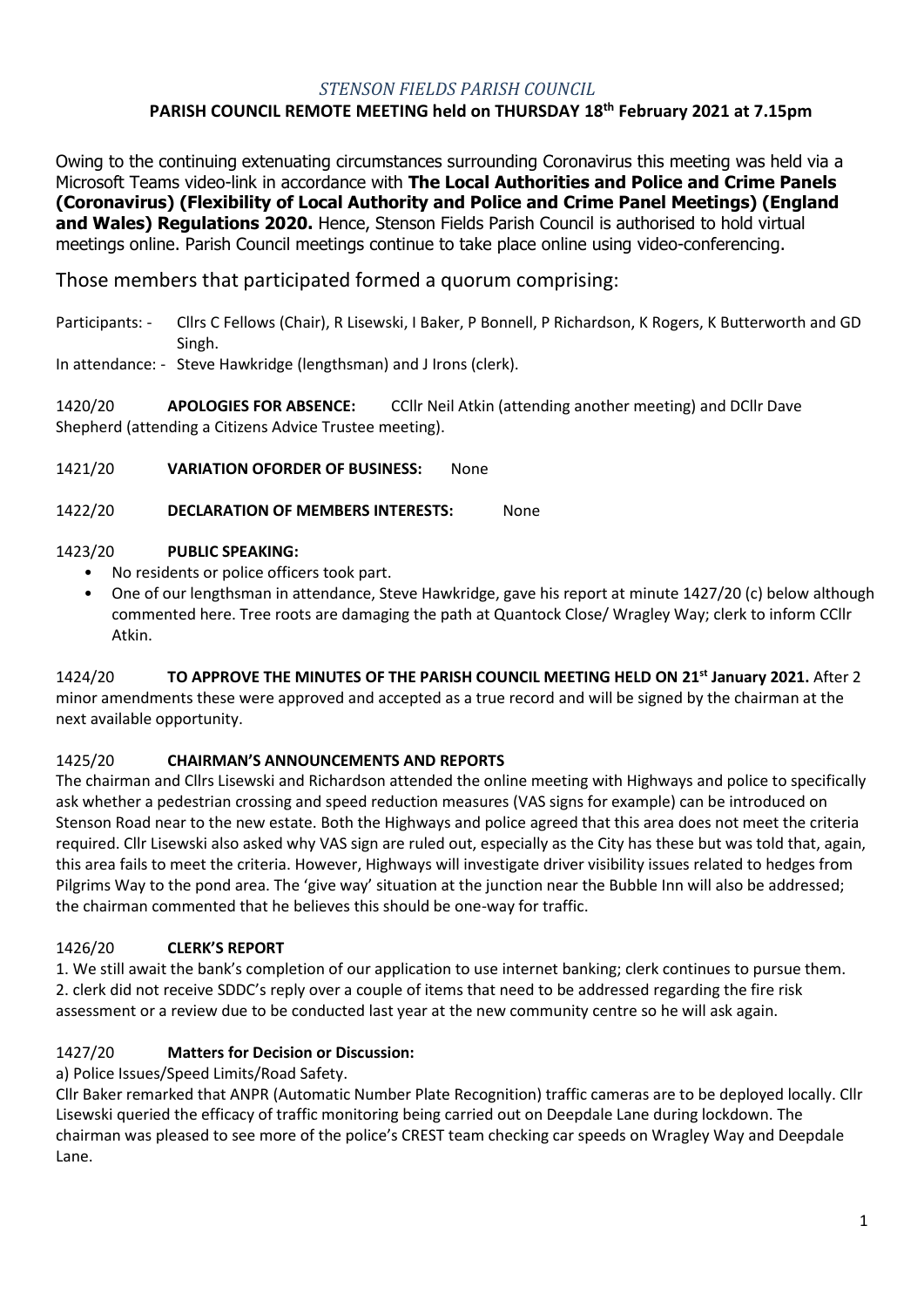*STENSON FIELDS PARISH COUNCIL*

**PARISH COUNCIL REMOTE MEETING held on THURSDAY 18th February 2021 at 7.15pm**

Owing to the continuing extenuating circumstances surrounding Coronavirus this meeting was held via a Microsoft Teams video-link in accordance with **The Local Authorities and Police and Crime Panels (Coronavirus) (Flexibility of Local Authority and Police and Crime Panel Meetings) (England and Wales) Regulations 2020.** Hence, Stenson Fields Parish Council is authorised to hold virtual meetings online. Parish Council meetings continue to take place online using video-conferencing.

Those members that participated formed a quorum comprising:

Participants: - Cllrs C Fellows (Chair), R Lisewski, I Baker, P Bonnell, P Richardson, K Rogers, K Butterworth and GD Singh.

In attendance: - Steve Hawkridge (lengthsman) and J Irons (clerk).

1420/20 **APOLOGIES FOR ABSENCE:** CCllr Neil Atkin (attending another meeting) and DCllr Dave Shepherd (attending a Citizens Advice Trustee meeting).

1421/20 **VARIATION OFORDER OF BUSINESS:** None

1422/20 **DECLARATION OF MEMBERS INTERESTS:** None

1423/20 **PUBLIC SPEAKING:**

- No residents or police officers took part.
- One of our lengthsman in attendance, Steve Hawkridge, gave his report at minute 1427/20 (c) below although commented here. Tree roots are damaging the path at Quantock Close/ Wragley Way; clerk to inform CCllr Atkin.

1424/20 **TO APPROVE THE MINUTES OF THE PARISH COUNCIL MEETING HELD ON 21st January 2021.** After 2 minor amendments these were approved and accepted as a true record and will be signed by the chairman at the next available opportunity.

1425/20 **CHAIRMAN'S ANNOUNCEMENTS AND REPORTS**

The chairman and Cllrs Lisewski and Richardson attended the online meeting with Highways and police to specifically ask whether a pedestrian crossing and speed reduction measures (VAS signs for example) can be introduced on Stenson Road near to the new estate. Both the Highways and police agreed that this area does not meet the criteria required. Cllr Lisewski also asked why VAS sign are ruled out, especially as the City has these but was told that, again, this area fails to meet the criteria. However, Highways will investigate driver visibility issues related to hedges from Pilgrims Way to the pond area. The 'give way' situation at the junction near the Bubble Inn will also be addressed; the chairman commented that he believes this should be one-way for traffic.

1426/20 **CLERK'S REPORT**

1. We still await the bank's completion of our application to use internet banking; clerk continues to pursue them.
2. clerk did not receive SDDC's reply over a couple of items that need to be addressed regarding the fire risk assessment or a review due to be conducted last year at the new community centre so he will ask again.

1427/20 **Matters for Decision or Discussion:**

a) Police Issues/Speed Limits/Road Safety.

Cllr Baker remarked that ANPR (Automatic Number Plate Recognition) traffic cameras are to be deployed locally. Cllr Lisewski queried the efficacy of traffic monitoring being carried out on Deepdale Lane during lockdown. The chairman was pleased to see more of the police's CREST team checking car speeds on Wragley Way and Deepdale Lane.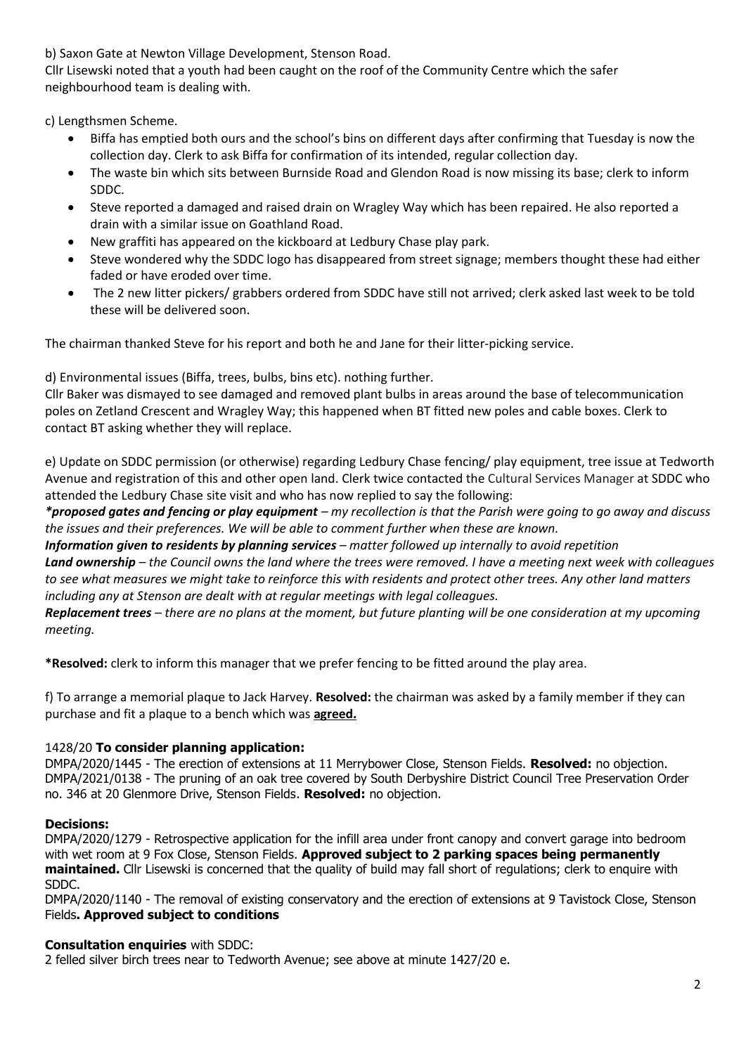b) Saxon Gate at Newton Village Development, Stenson Road.
Cllr Lisewski noted that a youth had been caught on the roof of the Community Centre which the safer neighbourhood team is dealing with.

c) Lengthsmen Scheme.

- Biffa has emptied both ours and the school's bins on different days after confirming that Tuesday is now the collection day. Clerk to ask Biffa for confirmation of its intended, regular collection day.
- The waste bin which sits between Burnside Road and Glendon Road is now missing its base; clerk to inform SDDC.
- Steve reported a damaged and raised drain on Wragley Way which has been repaired. He also reported a drain with a similar issue on Goathland Road.
- New graffiti has appeared on the kickboard at Ledbury Chase play park.
- Steve wondered why the SDDC logo has disappeared from street signage; members thought these had either faded or have eroded over time.
- The 2 new litter pickers/ grabbers ordered from SDDC have still not arrived; clerk asked last week to be told these will be delivered soon.

The chairman thanked Steve for his report and both he and Jane for their litter-picking service.

d) Environmental issues (Biffa, trees, bulbs, bins etc). nothing further.
Cllr Baker was dismayed to see damaged and removed plant bulbs in areas around the base of telecommunication poles on Zetland Crescent and Wragley Way; this happened when BT fitted new poles and cable boxes. Clerk to contact BT asking whether they will replace.

e) Update on SDDC permission (or otherwise) regarding Ledbury Chase fencing/ play equipment, tree issue at Tedworth Avenue and registration of this and other open land. Clerk twice contacted the Cultural Services Manager at SDDC who attended the Ledbury Chase site visit and who has now replied to say the following:
***proposed gates and fencing or play equipment** – my recollection is that the Parish were going to go away and discuss the issues and their preferences. We will be able to comment further when these are known.*
***Information given to residents by planning services** – matter followed up internally to avoid repetition*
***Land ownership** – the Council owns the land where the trees were removed. I have a meeting next week with colleagues to see what measures we might take to reinforce this with residents and protect other trees. Any other land matters including any at Stenson are dealt with at regular meetings with legal colleagues.*
***Replacement trees** – there are no plans at the moment, but future planting will be one consideration at my upcoming meeting.*

***Resolved:** clerk to inform this manager that we prefer fencing to be fitted around the play area.

f) To arrange a memorial plaque to Jack Harvey. **Resolved:** the chairman was asked by a family member if they can purchase and fit a plaque to a bench which was **agreed.**

### 1428/20 **To consider planning application:**

DMPA/2020/1445 - The erection of extensions at 11 Merrybower Close, Stenson Fields. **Resolved:** no objection.
DMPA/2021/0138 - The pruning of an oak tree covered by South Derbyshire District Council Tree Preservation Order no. 346 at 20 Glenmore Drive, Stenson Fields. **Resolved:** no objection.

### **Decisions:**

DMPA/2020/1279 - Retrospective application for the infill area under front canopy and convert garage into bedroom with wet room at 9 Fox Close, Stenson Fields. **Approved subject to 2 parking spaces being permanently maintained.** Cllr Lisewski is concerned that the quality of build may fall short of regulations; clerk to enquire with SDDC.
DMPA/2020/1140 - The removal of existing conservatory and the erection of extensions at 9 Tavistock Close, Stenson Fields**. Approved subject to conditions**

**Consultation enquiries** with SDDC:
2 felled silver birch trees near to Tedworth Avenue; see above at minute 1427/20 e.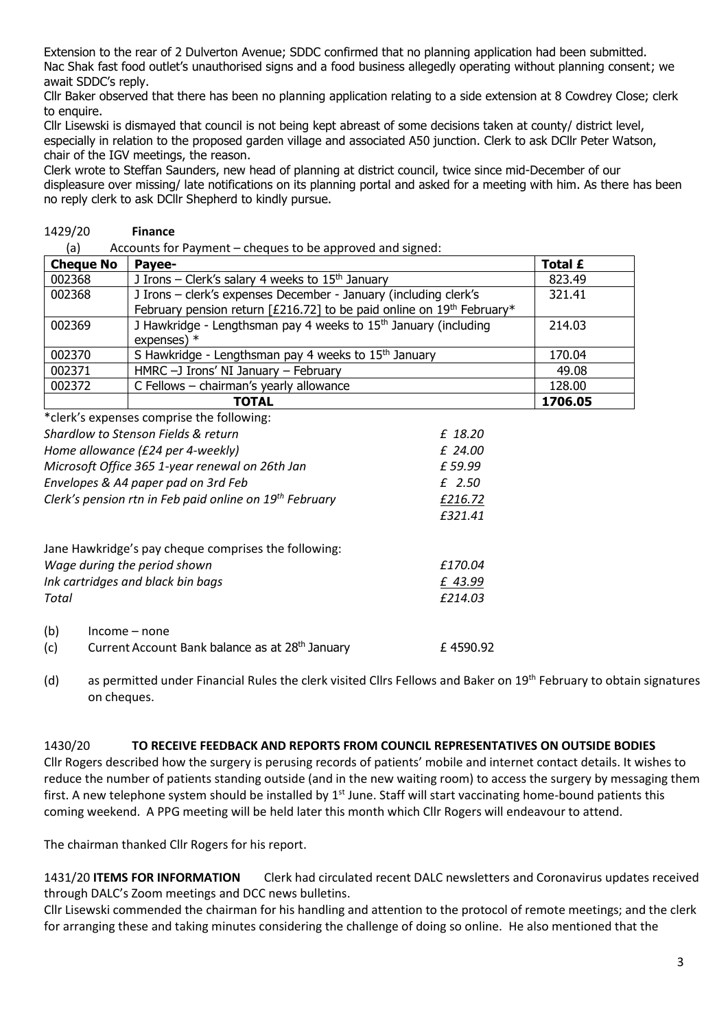Extension to the rear of 2 Dulverton Avenue; SDDC confirmed that no planning application had been submitted.
Nac Shak fast food outlet's unauthorised signs and a food business allegedly operating without planning consent; we await SDDC's reply.

Cllr Baker observed that there has been no planning application relating to a side extension at 8 Cowdrey Close; clerk to enquire.

Cllr Lisewski is dismayed that council is not being kept abreast of some decisions taken at county/ district level, especially in relation to the proposed garden village and associated A50 junction. Clerk to ask DCllr Peter Watson, chair of the IGV meetings, the reason.

Clerk wrote to Steffan Saunders, new head of planning at district council, twice since mid-December of our displeasure over missing/ late notifications on its planning portal and asked for a meeting with him. As there has been no reply clerk to ask DCllr Shepherd to kindly pursue.

1429/20 **Finance**

(a) Accounts for Payment – cheques to be approved and signed:

| Cheque No | Payee- | Total £ |
|---|---|---|
| 002368 | J Irons – Clerk's salary 4 weeks to 15th January | 823.49 |
| 002368 | J Irons – clerk's expenses December - January (including clerk's February pension return [£216.72] to be paid online on 19th February* | 321.41 |
| 002369 | J Hawkridge - Lengthsman pay 4 weeks to 15th January (including expenses) * | 214.03 |
| 002370 | S Hawkridge - Lengthsman pay 4 weeks to 15th January | 170.04 |
| 002371 | HMRC –J Irons' NI January – February | 49.08 |
| 002372 | C Fellows – chairman's yearly allowance | 128.00 |
| | **TOTAL** | **1706.05** |

*clerk's expenses comprise the following:

| | |
|---|---|
| *Shardlow to Stenson Fields & return* | *£ 18.20* |
| *Home allowance (£24 per 4-weekly)* | *£ 24.00* |
| *Microsoft Office 365 1-year renewal on 26th Jan* | *£ 59.99* |
| *Envelopes & A4 paper pad on 3rd Feb* | *£ 2.50* |
| *Clerk's pension rtn in Feb paid online on 19th February* | *£216.72* |
| | *£321.41* |

Jane Hawkridge's pay cheque comprises the following:

| | |
|---|---|
| *Wage during the period shown* | *£170.04* |
| *Ink cartridges and black bin bags* | *£ 43.99* |
| *Total* | *£214.03* |

(b) Income – none

(c) Current Account Bank balance as at 28th January £ 4590.92

(d) as permitted under Financial Rules the clerk visited Cllrs Fellows and Baker on 19th February to obtain signatures on cheques.

1430/20 **TO RECEIVE FEEDBACK AND REPORTS FROM COUNCIL REPRESENTATIVES ON OUTSIDE BODIES**

Cllr Rogers described how the surgery is perusing records of patients' mobile and internet contact details. It wishes to reduce the number of patients standing outside (and in the new waiting room) to access the surgery by messaging them first. A new telephone system should be installed by 1st June. Staff will start vaccinating home-bound patients this coming weekend. A PPG meeting will be held later this month which Cllr Rogers will endeavour to attend.

The chairman thanked Cllr Rogers for his report.

1431/20 **ITEMS FOR INFORMATION** Clerk had circulated recent DALC newsletters and Coronavirus updates received through DALC's Zoom meetings and DCC news bulletins.

Cllr Lisewski commended the chairman for his handling and attention to the protocol of remote meetings; and the clerk for arranging these and taking minutes considering the challenge of doing so online. He also mentioned that the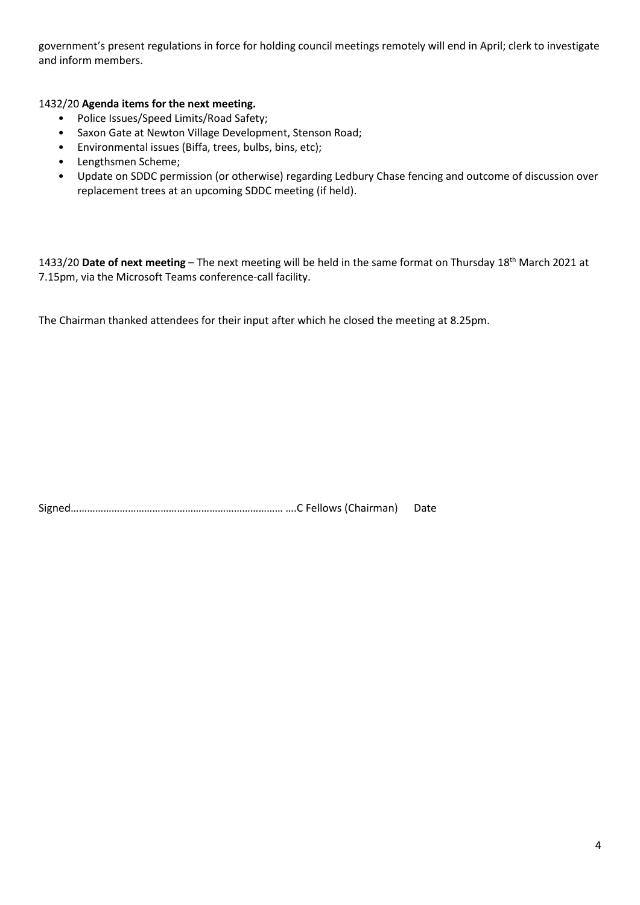government's present regulations in force for holding council meetings remotely will end in April; clerk to investigate and inform members.

1432/20 **Agenda items for the next meeting.**

- Police Issues/Speed Limits/Road Safety;
- Saxon Gate at Newton Village Development, Stenson Road;
- Environmental issues (Biffa, trees, bulbs, bins, etc);
- Lengthsmen Scheme;
- Update on SDDC permission (or otherwise) regarding Ledbury Chase fencing and outcome of discussion over replacement trees at an upcoming SDDC meeting (if held).

1433/20 **Date of next meeting** – The next meeting will be held in the same format on Thursday 18th March 2021 at 7.15pm, via the Microsoft Teams conference-call facility.

The Chairman thanked attendees for their input after which he closed the meeting at 8.25pm.

Signed…………………………………………………………………… ….C Fellows (Chairman) Date